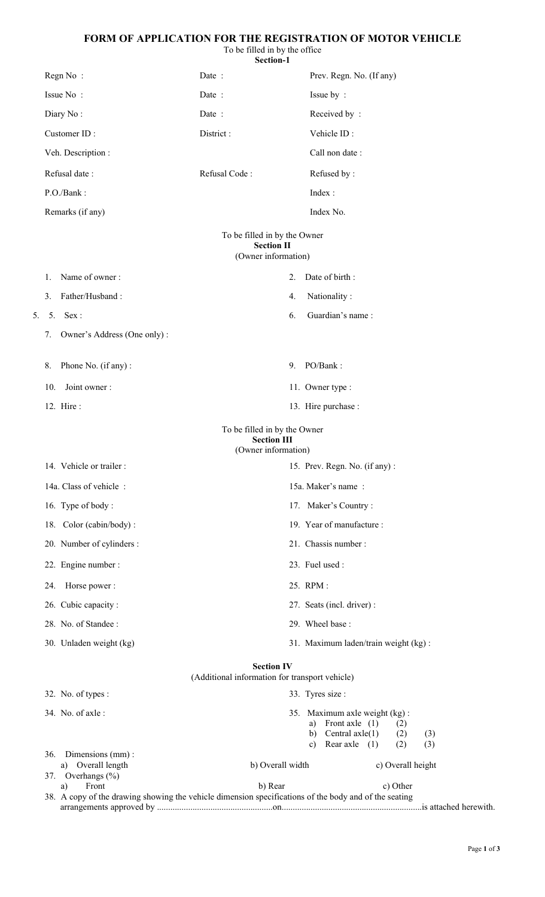# FORM OF APPLICATION FOR THE REGISTRATION OF MOTOR VEHICLE

To be filled in by the office

**Section-1**

| | | |
|---|---|---|
| Regn No : | Date : | Prev. Regn. No. (If any) |
| Issue No : | Date : | Issue by : |
| Diary No : | Date : | Received by : |
| Customer ID : | District : | Vehicle ID : |
| Veh. Description : | | Call non date : |
| Refusal date : | Refusal Code : | Refused by : |
| P.O./Bank : | | Index : |
| Remarks (if any) | | Index No. |

To be filled in by the Owner

**Section II**

(Owner information)

| | |
|---|---|
| 1. Name of owner : | 2. Date of birth : |
| 3. Father/Husband : | 4. Nationality : |
| 5. 5. Sex : | 6. Guardian's name : |
| 7. Owner's Address (One only) : | |
| 8. Phone No. (if any) : | 9. PO/Bank : |
| 10. Joint owner : | 11. Owner type : |
| 12. Hire : | 13. Hire purchase : |

To be filled in by the Owner

**Section III**

(Owner information)

| | |
|---|---|
| 14. Vehicle or trailer : | 15. Prev. Regn. No. (if any) : |
| 14a. Class of vehicle : | 15a. Maker's name : |
| 16. Type of body : | 17. Maker's Country : |
| 18. Color (cabin/body) : | 19. Year of manufacture : |
| 20. Number of cylinders : | 21. Chassis number : |
| 22. Engine number : | 23. Fuel used : |
| 24. Horse power : | 25. RPM : |
| 26. Cubic capacity : | 27. Seats (incl. driver) : |
| 28. No. of Standee : | 29. Wheel base : |
| 30. Unladen weight (kg) | 31. Maximum laden/train weight (kg) : |

**Section IV**

(Additional information for transport vehicle)

32. No. of types :

33. Tyres size :

34. No. of axle :

35. Maximum axle weight (kg) :
   a) Front axle (1) (2)
   b) Central axle(1) (2) (3)
   c) Rear axle (1) (2) (3)

36. Dimensions (mm) :
   a) Overall length b) Overall width c) Overall height

37. Overhangs (%)
   a) Front b) Rear c) Other

38. A copy of the drawing showing the vehicle dimension specifications of the body and of the seating arrangements approved by ....................................................on..............................................................is attached herewith.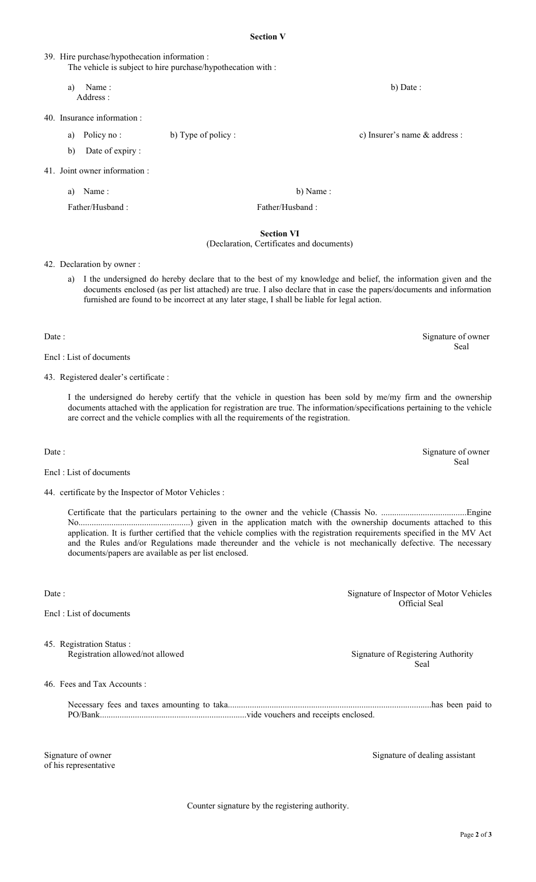## Section V

39. Hire purchase/hypothecation information :
    The vehicle is subject to hire purchase/hypothecation with :

    a) Name : b) Date :
       Address :

40. Insurance information :

    a) Policy no : b) Type of policy : c) Insurer's name & address :

    b) Date of expiry :

41. Joint owner information :

    a) Name : b) Name :

    Father/Husband : Father/Husband :

## Section VI

(Declaration, Certificates and documents)

42. Declaration by owner :

    a) I the undersigned do hereby declare that to the best of my knowledge and belief, the information given and the documents enclosed (as per list attached) are true. I also declare that in case the papers/documents and information furnished are found to be incorrect at any later stage, I shall be liable for legal action.

Date : Signature of owner
Seal

Encl : List of documents

43. Registered dealer's certificate :

    I the undersigned do hereby certify that the vehicle in question has been sold by me/my firm and the ownership documents attached with the application for registration are true. The information/specifications pertaining to the vehicle are correct and the vehicle complies with all the requirements of the registration.

Date : Signature of owner
Seal

Encl : List of documents

44. certificate by the Inspector of Motor Vehicles :

    Certificate that the particulars pertaining to the owner and the vehicle (Chassis No. .......................................Engine No...................................................) given in the application match with the ownership documents attached to this application. It is further certified that the vehicle complies with the registration requirements specified in the MV Act and the Rules and/or Regulations made thereunder and the vehicle is not mechanically defective. The necessary documents/papers are available as per list enclosed.

Date : Signature of Inspector of Motor Vehicles
Official Seal

Encl : List of documents

45. Registration Status :
    Registration allowed/not allowed Signature of Registering Authority
    Seal

46. Fees and Tax Accounts :

    Necessary fees and taxes amounting to taka.............................................................................................has been paid to PO/Bank...................................................................vide vouchers and receipts enclosed.

Signature of owner
of his representative Signature of dealing assistant

Counter signature by the registering authority.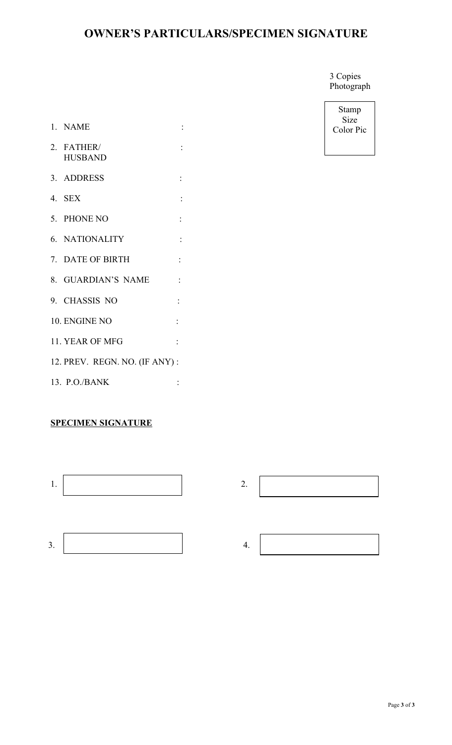# OWNER'S PARTICULARS/SPECIMEN SIGNATURE

3 Copies
Photograph

Stamp Size Color Pic

1. NAME :
2. FATHER/ HUSBAND :
3. ADDRESS :
4. SEX :
5. PHONE NO :
6. NATIONALITY :
7. DATE OF BIRTH :
8. GUARDIAN'S NAME :
9. CHASSIS NO :
10. ENGINE NO :
11. YEAR OF MFG :
12. PREV. REGN. NO. (IF ANY) :
13. P.O./BANK :

**<u>SPECIMEN SIGNATURE</u>**

1.

2.

3.

4.